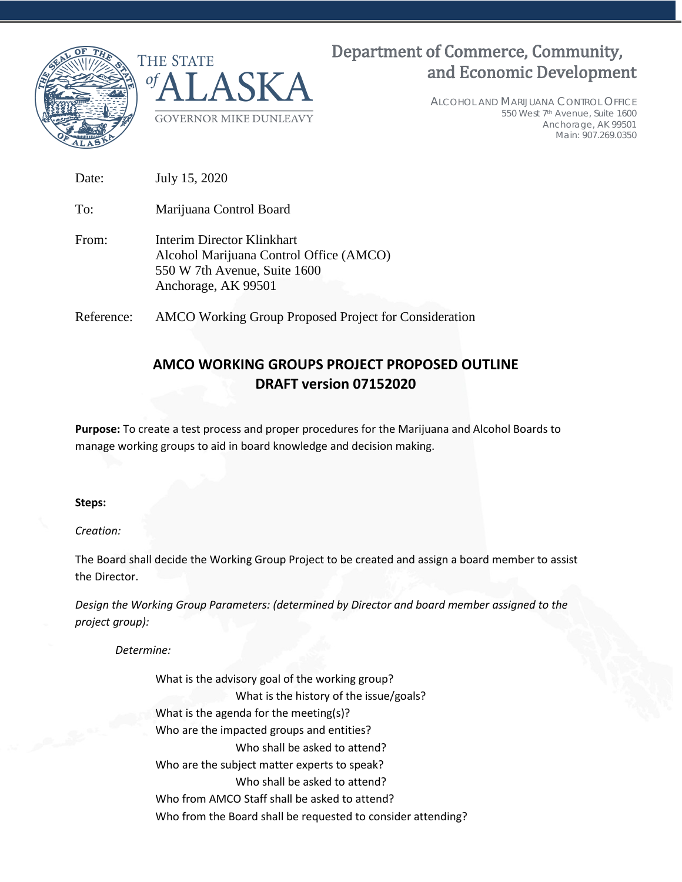THE STATE *of* ALASKA

GOVERNOR MIKE DUNLEAVY

Department of Commerce, Community, and Economic Development

ALCOHOL AND MARIJUANA CONTROL OFFICE
550 West 7th Avenue, Suite 1600
Anchorage, AK 99501
Main: 907.269.0350

Date: July 15, 2020

To: Marijuana Control Board

From: Interim Director Klinkhart
Alcohol Marijuana Control Office (AMCO)
550 W 7th Avenue, Suite 1600
Anchorage, AK 99501

Reference: AMCO Working Group Proposed Project for Consideration

## AMCO WORKING GROUPS PROJECT PROPOSED OUTLINE
## DRAFT version 07152020

**Purpose:** To create a test process and proper procedures for the Marijuana and Alcohol Boards to manage working groups to aid in board knowledge and decision making.

**Steps:**

*Creation:*

The Board shall decide the Working Group Project to be created and assign a board member to assist the Director.

*Design the Working Group Parameters: (determined by Director and board member assigned to the project group):*

*Determine:*

- What is the advisory goal of the working group?
  - What is the history of the issue/goals?
- What is the agenda for the meeting(s)?
- Who are the impacted groups and entities?
  - Who shall be asked to attend?
- Who are the subject matter experts to speak?
  - Who shall be asked to attend?
- Who from AMCO Staff shall be asked to attend?
- Who from the Board shall be requested to consider attending?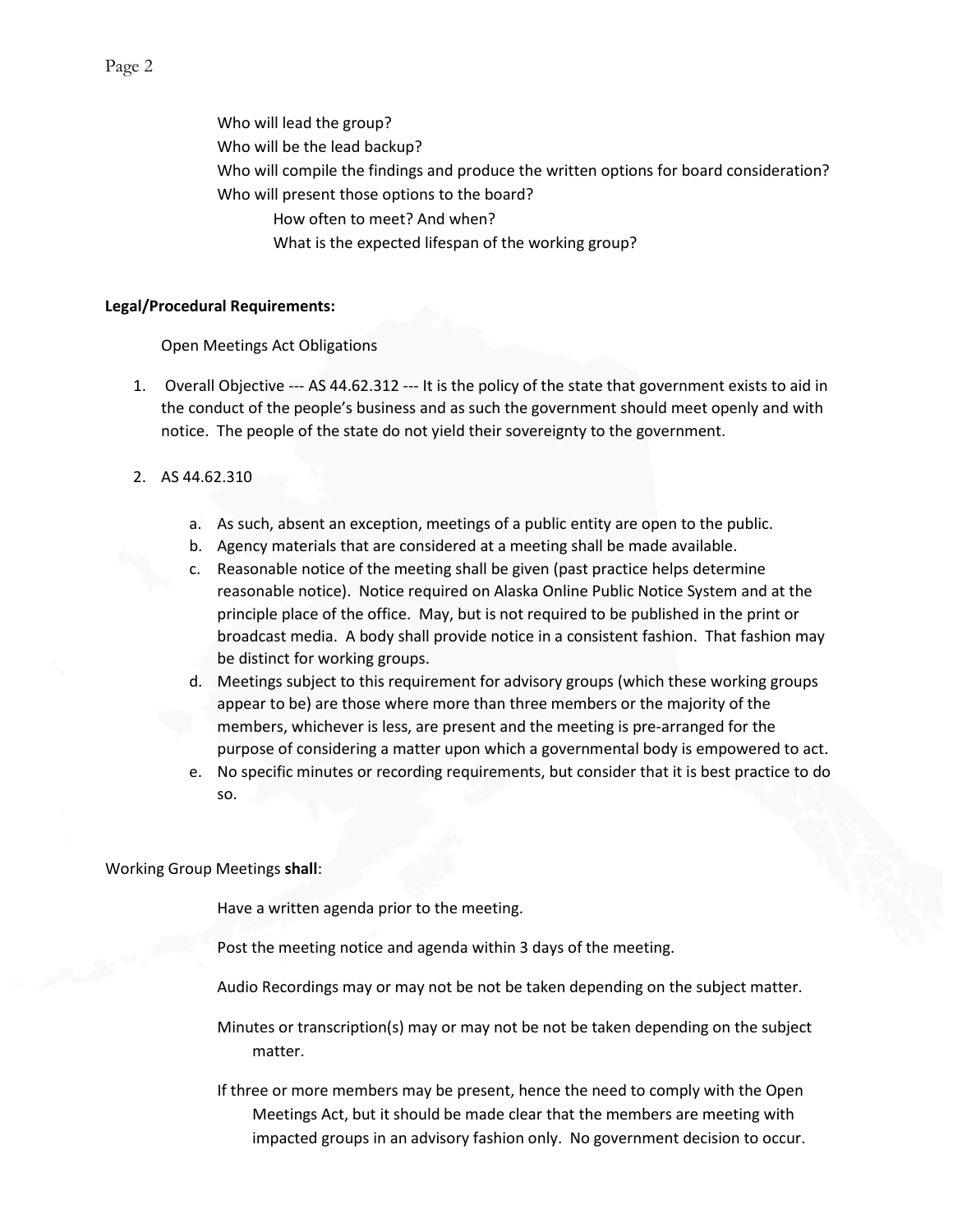Who will lead the group?

Who will be the lead backup?

Who will compile the findings and produce the written options for board consideration?

Who will present those options to the board?

How often to meet? And when?

What is the expected lifespan of the working group?

**Legal/Procedural Requirements:**

Open Meetings Act Obligations

1. Overall Objective --- AS 44.62.312 --- It is the policy of the state that government exists to aid in the conduct of the people's business and as such the government should meet openly and with notice. The people of the state do not yield their sovereignty to the government.

2. AS 44.62.310

   a. As such, absent an exception, meetings of a public entity are open to the public.
   b. Agency materials that are considered at a meeting shall be made available.
   c. Reasonable notice of the meeting shall be given (past practice helps determine reasonable notice). Notice required on Alaska Online Public Notice System and at the principle place of the office. May, but is not required to be published in the print or broadcast media. A body shall provide notice in a consistent fashion. That fashion may be distinct for working groups.
   d. Meetings subject to this requirement for advisory groups (which these working groups appear to be) are those where more than three members or the majority of the members, whichever is less, are present and the meeting is pre-arranged for the purpose of considering a matter upon which a governmental body is empowered to act.
   e. No specific minutes or recording requirements, but consider that it is best practice to do so.

Working Group Meetings **shall**:

Have a written agenda prior to the meeting.

Post the meeting notice and agenda within 3 days of the meeting.

Audio Recordings may or may not be not be taken depending on the subject matter.

Minutes or transcription(s) may or may not be not be taken depending on the subject matter.

If three or more members may be present, hence the need to comply with the Open Meetings Act, but it should be made clear that the members are meeting with impacted groups in an advisory fashion only. No government decision to occur.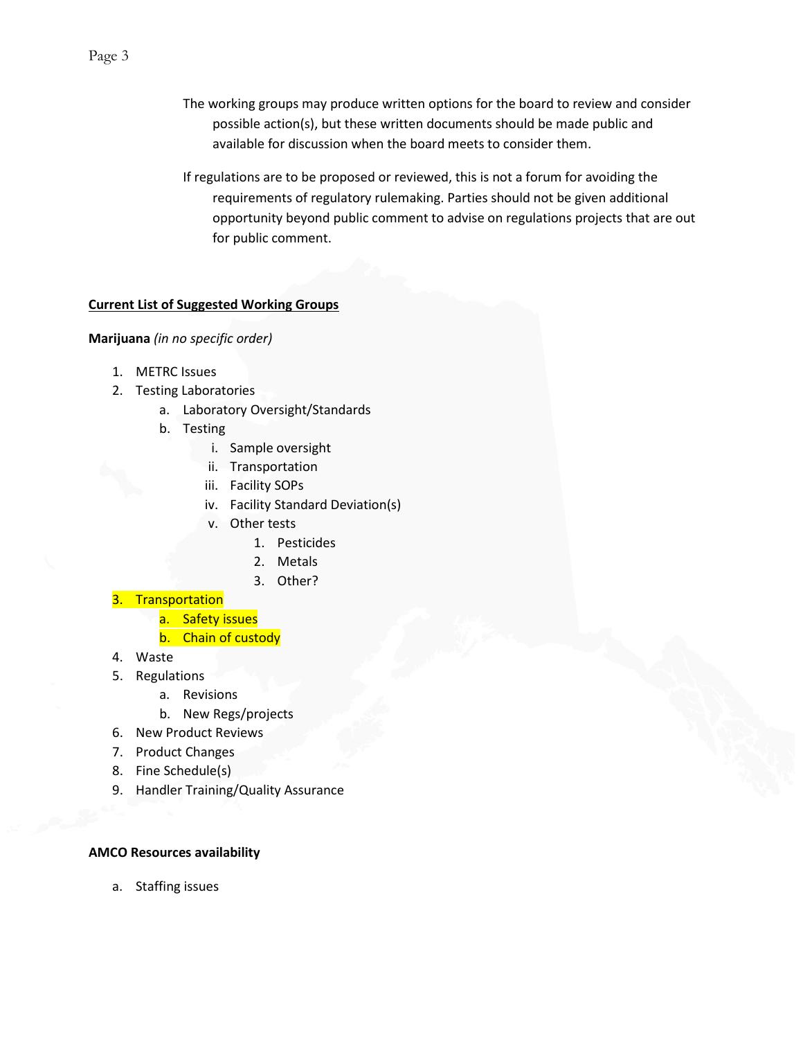The working groups may produce written options for the board to review and consider possible action(s), but these written documents should be made public and available for discussion when the board meets to consider them.

If regulations are to be proposed or reviewed, this is not a forum for avoiding the requirements of regulatory rulemaking. Parties should not be given additional opportunity beyond public comment to advise on regulations projects that are out for public comment.

**Current List of Suggested Working Groups**

**Marijuana** *(in no specific order)*

1. METRC Issues
2. Testing Laboratories
   a. Laboratory Oversight/Standards
   b. Testing
      i. Sample oversight
      ii. Transportation
      iii. Facility SOPs
      iv. Facility Standard Deviation(s)
      v. Other tests
         1. Pesticides
         2. Metals
         3. Other?
3. Transportation
   a. Safety issues
   b. Chain of custody
4. Waste
5. Regulations
   a. Revisions
   b. New Regs/projects
6. New Product Reviews
7. Product Changes
8. Fine Schedule(s)
9. Handler Training/Quality Assurance

**AMCO Resources availability**

a. Staffing issues